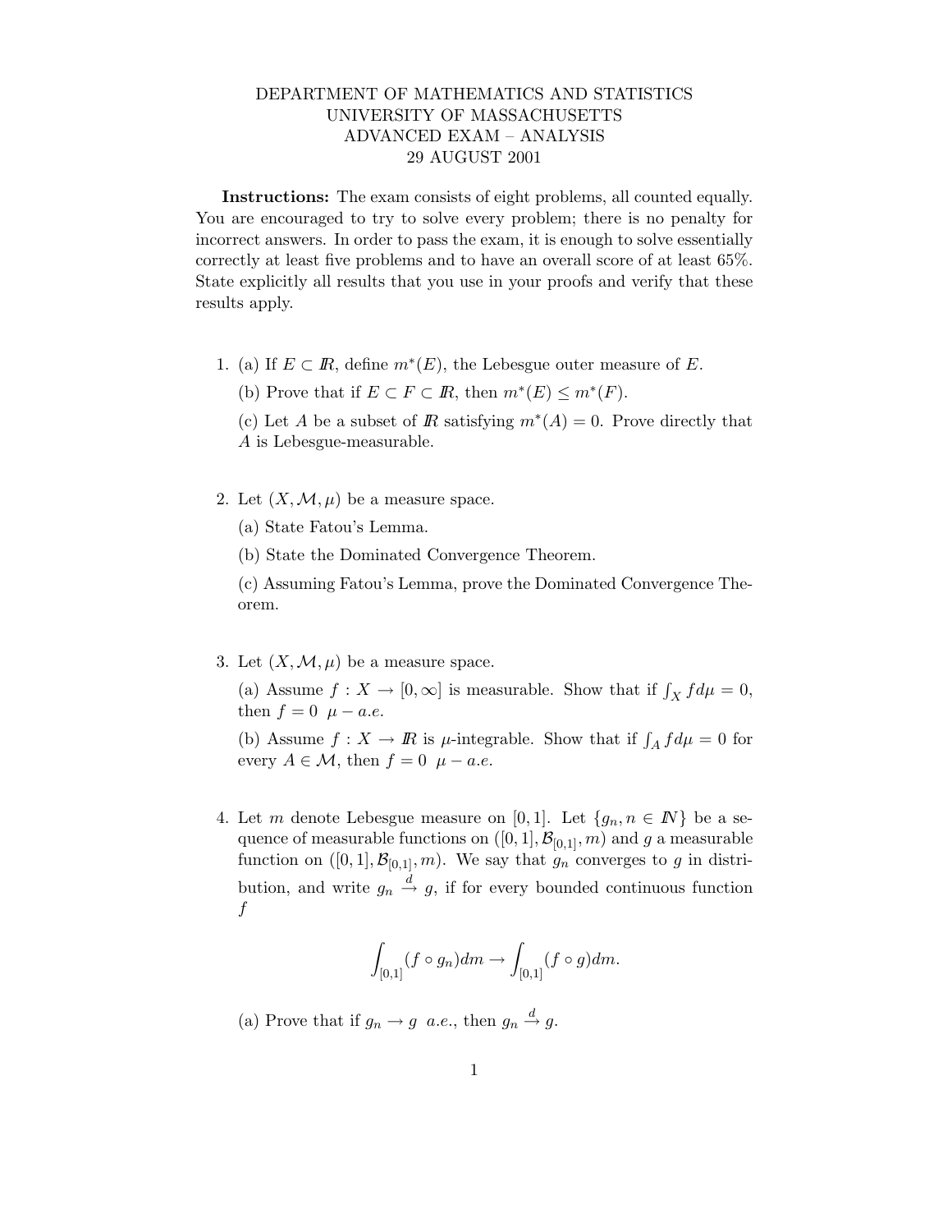DEPARTMENT OF MATHEMATICS AND STATISTICS
UNIVERSITY OF MASSACHUSETTS
ADVANCED EXAM – ANALYSIS
29 AUGUST 2001

**Instructions:** The exam consists of eight problems, all counted equally. You are encouraged to try to solve every problem; there is no penalty for incorrect answers. In order to pass the exam, it is enough to solve essentially correctly at least five problems and to have an overall score of at least 65%. State explicitly all results that you use in your proofs and verify that these results apply.

1. (a) If $E \subset \mathbb{R}$, define $m^*(E)$, the Lebesgue outer measure of $E$.

   (b) Prove that if $E \subset F \subset \mathbb{R}$, then $m^*(E) \leq m^*(F)$.

   (c) Let $A$ be a subset of $\mathbb{R}$ satisfying $m^*(A) = 0$. Prove directly that $A$ is Lebesgue-measurable.

2. Let $(X, \mathcal{M}, \mu)$ be a measure space.

   (a) State Fatou's Lemma.

   (b) State the Dominated Convergence Theorem.

   (c) Assuming Fatou's Lemma, prove the Dominated Convergence Theorem.

3. Let $(X, \mathcal{M}, \mu)$ be a measure space.

   (a) Assume $f : X \to [0, \infty]$ is measurable. Show that if $\int_X f d\mu = 0$, then $f = 0 \;\; \mu - a.e.$

   (b) Assume $f : X \to \mathbb{R}$ is $\mu$-integrable. Show that if $\int_A f d\mu = 0$ for every $A \in \mathcal{M}$, then $f = 0 \;\; \mu - a.e.$

4. Let $m$ denote Lebesgue measure on $[0, 1]$. Let $\{g_n, n \in \mathbb{N}\}$ be a sequence of measurable functions on $([0, 1], \mathcal{B}_{[0,1]}, m)$ and $g$ a measurable function on $([0, 1], \mathcal{B}_{[0,1]}, m)$. We say that $g_n$ converges to $g$ in distribution, and write $g_n \xrightarrow{d} g$, if for every bounded continuous function $f$

$$\int_{[0,1]} (f \circ g_n) dm \to \int_{[0,1]} (f \circ g) dm.$$

   (a) Prove that if $g_n \to g \;\; a.e.$, then $g_n \xrightarrow{d} g$.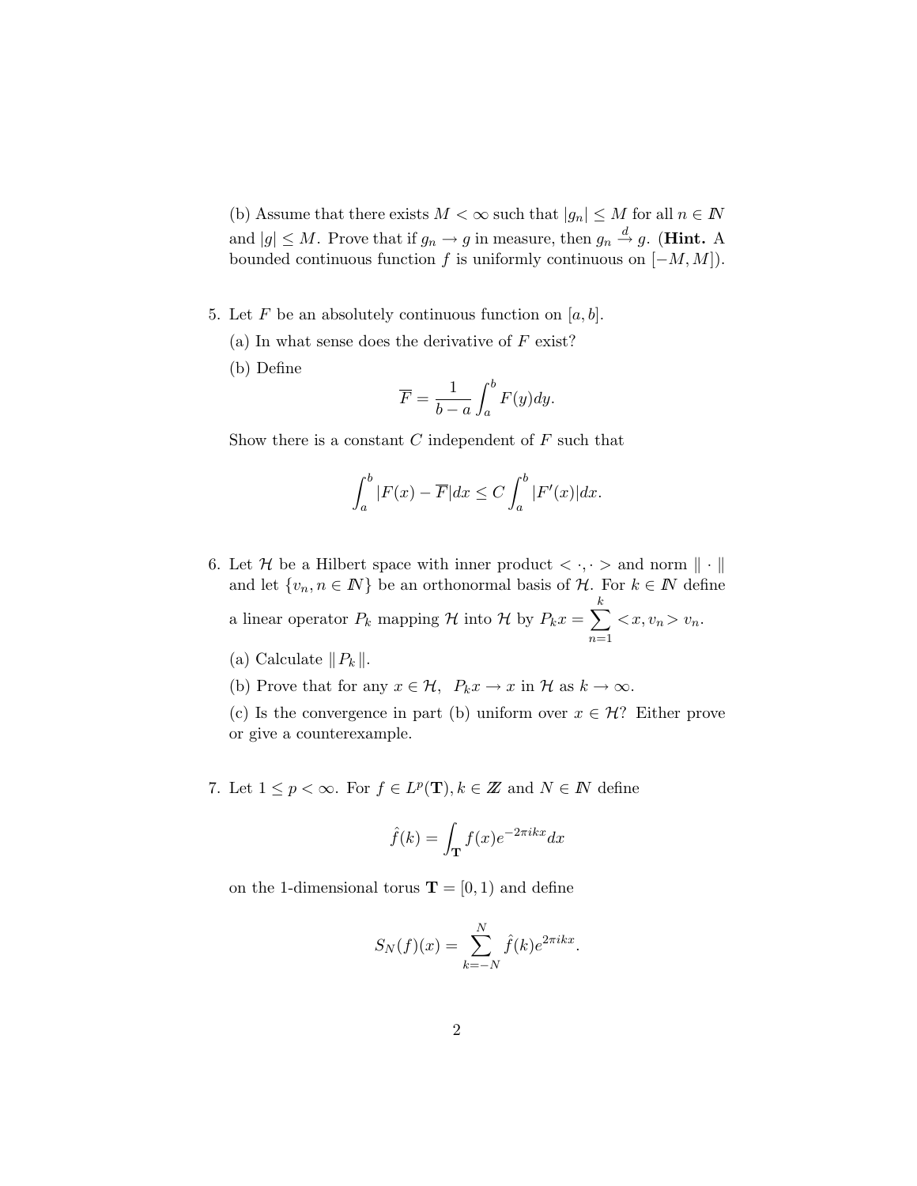(b) Assume that there exists $M < \infty$ such that $|g_n| \leq M$ for all $n \in \mathbb{N}$ and $|g| \leq M$. Prove that if $g_n \to g$ in measure, then $g_n \xrightarrow{d} g$. (**Hint.** A bounded continuous function $f$ is uniformly continuous on $[-M, M]$).

5. Let $F$ be an absolutely continuous function on $[a, b]$.

   (a) In what sense does the derivative of $F$ exist?

   (b) Define
   $$\overline{F} = \frac{1}{b-a} \int_a^b F(y)dy.$$
   Show there is a constant $C$ independent of $F$ such that
   $$\int_a^b |F(x) - \overline{F}|dx \leq C \int_a^b |F'(x)|dx.$$

6. Let $\mathcal{H}$ be a Hilbert space with inner product $< \cdot, \cdot >$ and norm $\| \cdot \|$ and let $\{v_n, n \in \mathbb{N}\}$ be an orthonormal basis of $\mathcal{H}$. For $k \in \mathbb{N}$ define a linear operator $P_k$ mapping $\mathcal{H}$ into $\mathcal{H}$ by $P_k x = \sum_{n=1}^{k} < x, v_n > v_n$.

   (a) Calculate $\| P_k \|$.

   (b) Prove that for any $x \in \mathcal{H}$, $P_k x \to x$ in $\mathcal{H}$ as $k \to \infty$.

   (c) Is the convergence in part (b) uniform over $x \in \mathcal{H}$? Either prove or give a counterexample.

7. Let $1 \leq p < \infty$. For $f \in L^p(\mathbf{T}), k \in \mathbb{Z}$ and $N \in \mathbb{N}$ define
   $$\hat{f}(k) = \int_{\mathbf{T}} f(x) e^{-2\pi i k x} dx$$
   on the 1-dimensional torus $\mathbf{T} = [0, 1)$ and define
   $$S_N(f)(x) = \sum_{k=-N}^{N} \hat{f}(k) e^{2\pi i k x}.$$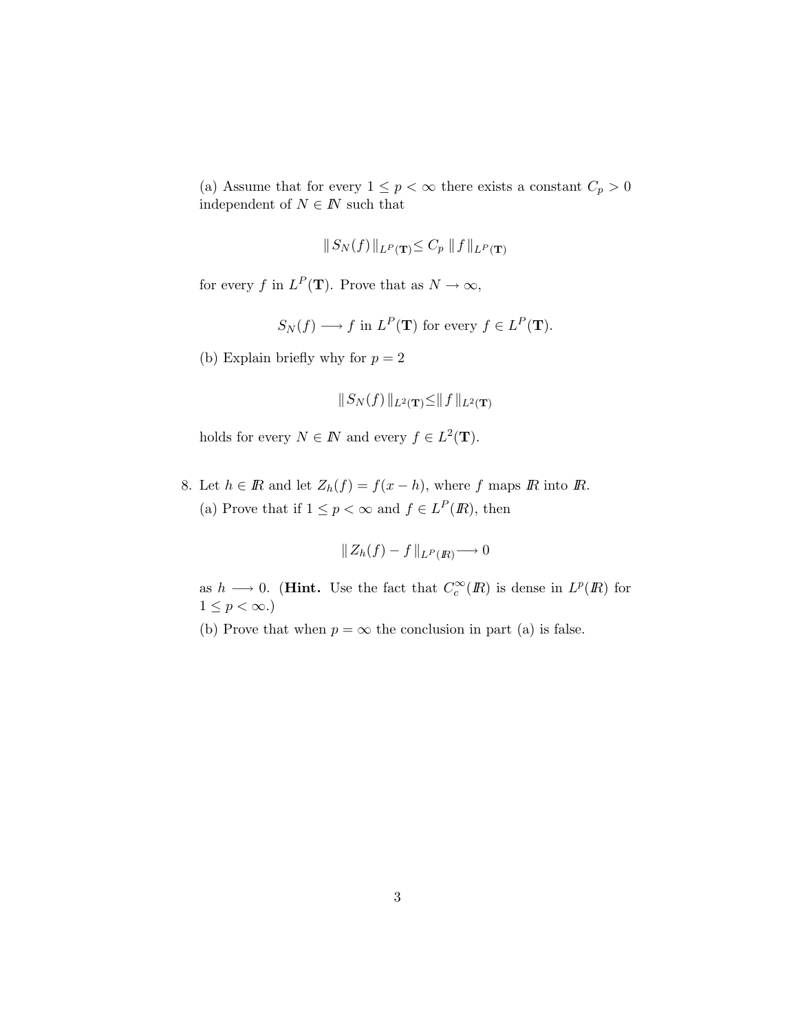(a) Assume that for every $1 \leq p < \infty$ there exists a constant $C_p > 0$ independent of $N \in \mathbb{N}$ such that

$$\| S_N(f) \|_{L^P(\mathbf{T})} \leq C_p \, \| f \|_{L^P(\mathbf{T})}$$

for every $f$ in $L^P(\mathbf{T})$. Prove that as $N \to \infty$,

$$S_N(f) \longrightarrow f \text{ in } L^P(\mathbf{T}) \text{ for every } f \in L^P(\mathbf{T}).$$

(b) Explain briefly why for $p = 2$

$$\| S_N(f) \|_{L^2(\mathbf{T})} \leq \| f \|_{L^2(\mathbf{T})}$$

holds for every $N \in \mathbb{N}$ and every $f \in L^2(\mathbf{T})$.

8. Let $h \in \mathbb{R}$ and let $Z_h(f) = f(x - h)$, where $f$ maps $\mathbb{R}$ into $\mathbb{R}$.

   (a) Prove that if $1 \leq p < \infty$ and $f \in L^P(\mathbb{R})$, then

   $$\| Z_h(f) - f \|_{L^P(\mathbb{R})} \longrightarrow 0$$

   as $h \longrightarrow 0$. (**Hint.** Use the fact that $C_c^\infty(\mathbb{R})$ is dense in $L^p(\mathbb{R})$ for $1 \leq p < \infty$.)

   (b) Prove that when $p = \infty$ the conclusion in part (a) is false.